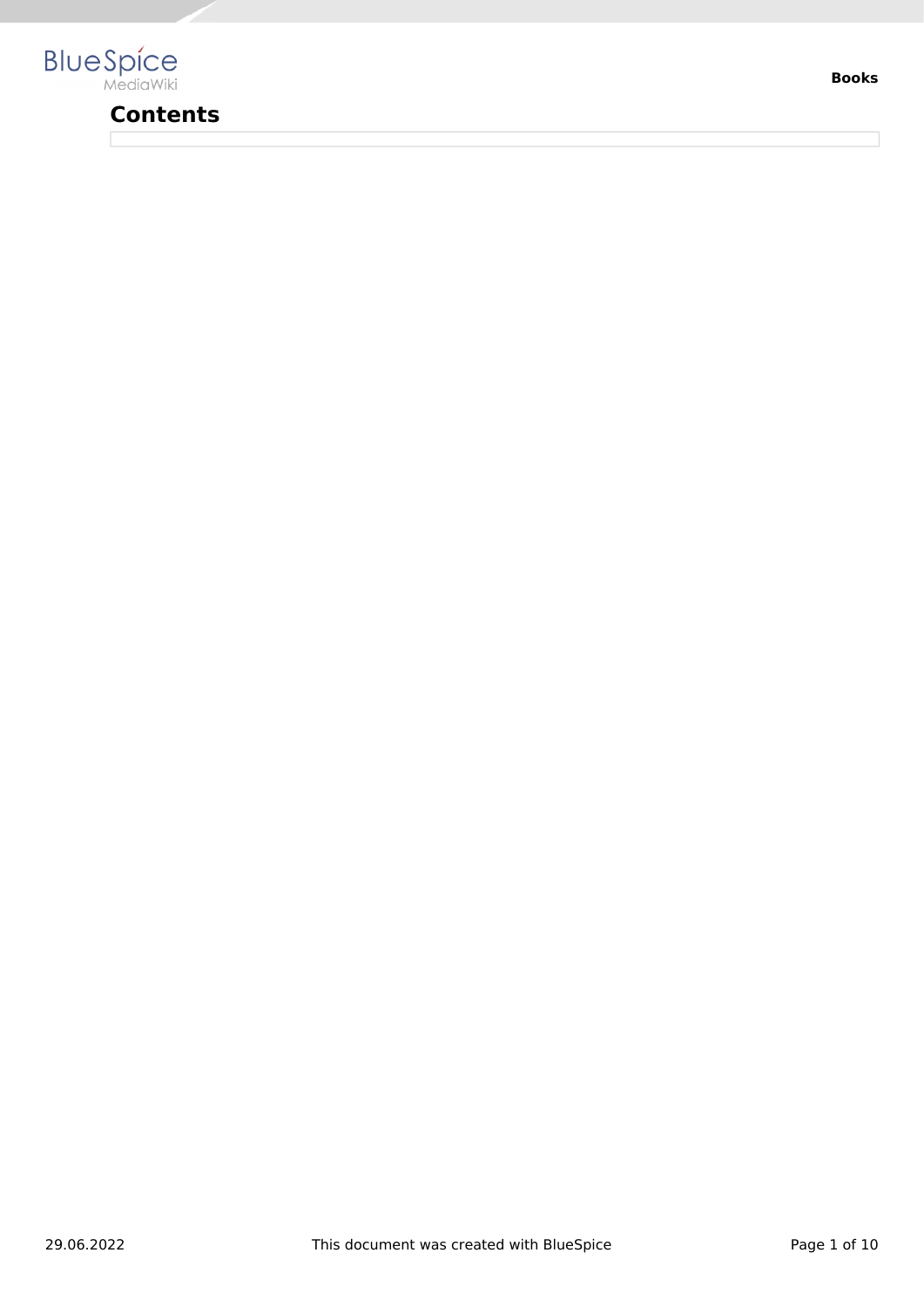# Contents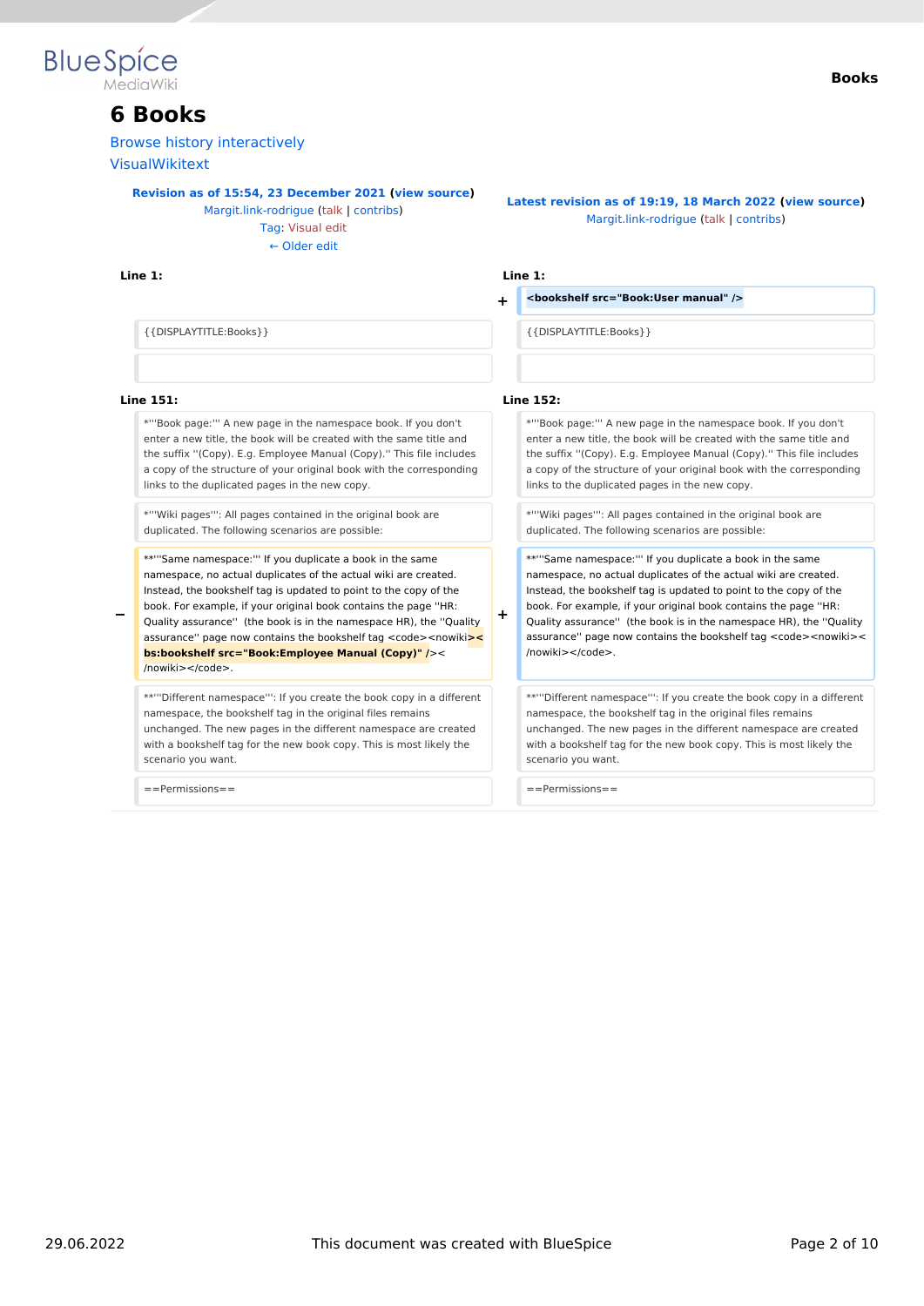# 6 Books

Browse history interactively

VisualWikitext

| Revision as of 15:54, 23 December 2021 (view source)<br>Margit.link-rodrigue (talk \| contribs)<br>Tag: Visual edit<br>← Older edit | | Latest revision as of 19:19, 18 March 2022 (view source)<br>Margit.link-rodrigue (talk \| contribs) | |
|---|---|---|---|
| **Line 1:** | | **Line 1:** | |
| | | + | <bookshelf src="Book:User manual" /> |
| | {{DISPLAYTITLE:Books}} | | {{DISPLAYTITLE:Books}} |
| | | | |
| **Line 151:** | | **Line 152:** | |
| | *'''Book page:''' A new page in the namespace book. If you don't enter a new title, the book will be created with the same title and the suffix ''(Copy). E.g. Employee Manual (Copy).'' This file includes a copy of the structure of your original book with the corresponding links to the duplicated pages in the new copy. | | *'''Book page:''' A new page in the namespace book. If you don't enter a new title, the book will be created with the same title and the suffix ''(Copy). E.g. Employee Manual (Copy).'' This file includes a copy of the structure of your original book with the corresponding links to the duplicated pages in the new copy. |
| | *'''Wiki pages''': All pages contained in the original book are duplicated. The following scenarios are possible: | | *'''Wiki pages''': All pages contained in the original book are duplicated. The following scenarios are possible: |
| − | **'''Same namespace:''' If you duplicate a book in the same namespace, no actual duplicates of the actual wiki are created. Instead, the bookshelf tag is updated to point to the copy of the book. For example, if your original book contains the page ''HR: Quality assurance'' (the book is in the namespace HR), the ''Quality assurance'' page now contains the bookshelf tag <code><nowiki>**<bs:bookshelf src="Book:Employee Manual (Copy)"** /></nowiki></code>. | + | **'''Same namespace:''' If you duplicate a book in the same namespace, no actual duplicates of the actual wiki are created. Instead, the bookshelf tag is updated to point to the copy of the book. For example, if your original book contains the page ''HR: Quality assurance'' (the book is in the namespace HR), the ''Quality assurance'' page now contains the bookshelf tag <code><nowiki></nowiki></code>. |
| | **'''Different namespace''': If you create the book copy in a different namespace, the bookshelf tag in the original files remains unchanged. The new pages in the different namespace are created with a bookshelf tag for the new book copy. This is most likely the scenario you want. | | **'''Different namespace''': If you create the book copy in a different namespace, the bookshelf tag in the original files remains unchanged. The new pages in the different namespace are created with a bookshelf tag for the new book copy. This is most likely the scenario you want. |
| | ==Permissions== | | ==Permissions== |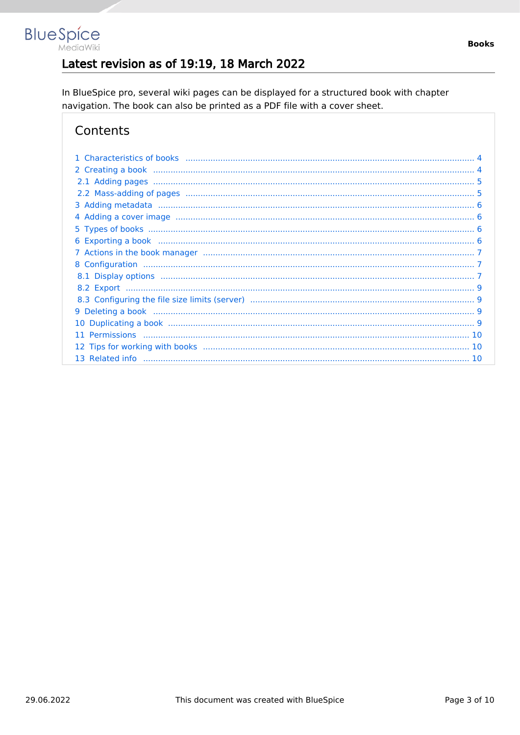## Latest revision as of 19:19, 18 March 2022

In BlueSpice pro, several wiki pages can be displayed for a structured book with chapter navigation. The book can also be printed as a PDF file with a cover sheet.

## Contents

- 1 Characteristics of books ..... 4
- 2 Creating a book ..... 4
  - 2.1 Adding pages ..... 5
  - 2.2 Mass-adding of pages ..... 5
- 3 Adding metadata ..... 6
- 4 Adding a cover image ..... 6
- 5 Types of books ..... 6
- 6 Exporting a book ..... 6
- 7 Actions in the book manager ..... 7
- 8 Configuration ..... 7
  - 8.1 Display options ..... 7
  - 8.2 Export ..... 9
  - 8.3 Configuring the file size limits (server) ..... 9
- 9 Deleting a book ..... 9
- 10 Duplicating a book ..... 9
- 11 Permissions ..... 10
- 12 Tips for working with books ..... 10
- 13 Related info ..... 10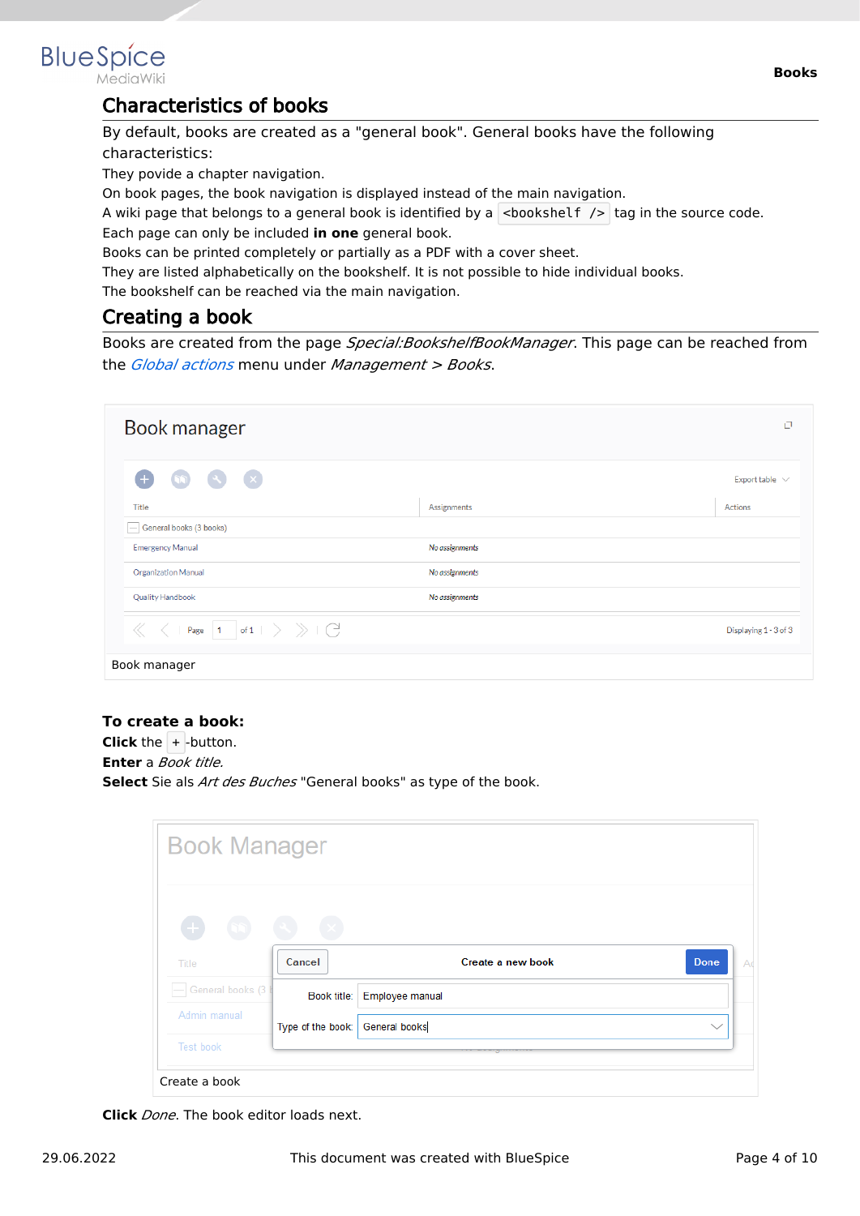## Characteristics of books

By default, books are created as a "general book". General books have the following characteristics:

They povide a chapter navigation.

On book pages, the book navigation is displayed instead of the main navigation.

A wiki page that belongs to a general book is identified by a `<bookshelf />` tag in the source code.

Each page can only be included **in one** general book.

Books can be printed completely or partially as a PDF with a cover sheet.

They are listed alphabetically on the bookshelf. It is not possible to hide individual books.

The bookshelf can be reached via the main navigation.

## Creating a book

Books are created from the page *Special:BookshelfBookManager*. This page can be reached from the *Global actions* menu under *Management > Books*.

Book manager

**To create a book:**

**Click** the + -button.

**Enter** a *Book title.*

**Select** Sie als *Art des Buches* "General books" as type of the book.

Create a book

**Click** *Done*. The book editor loads next.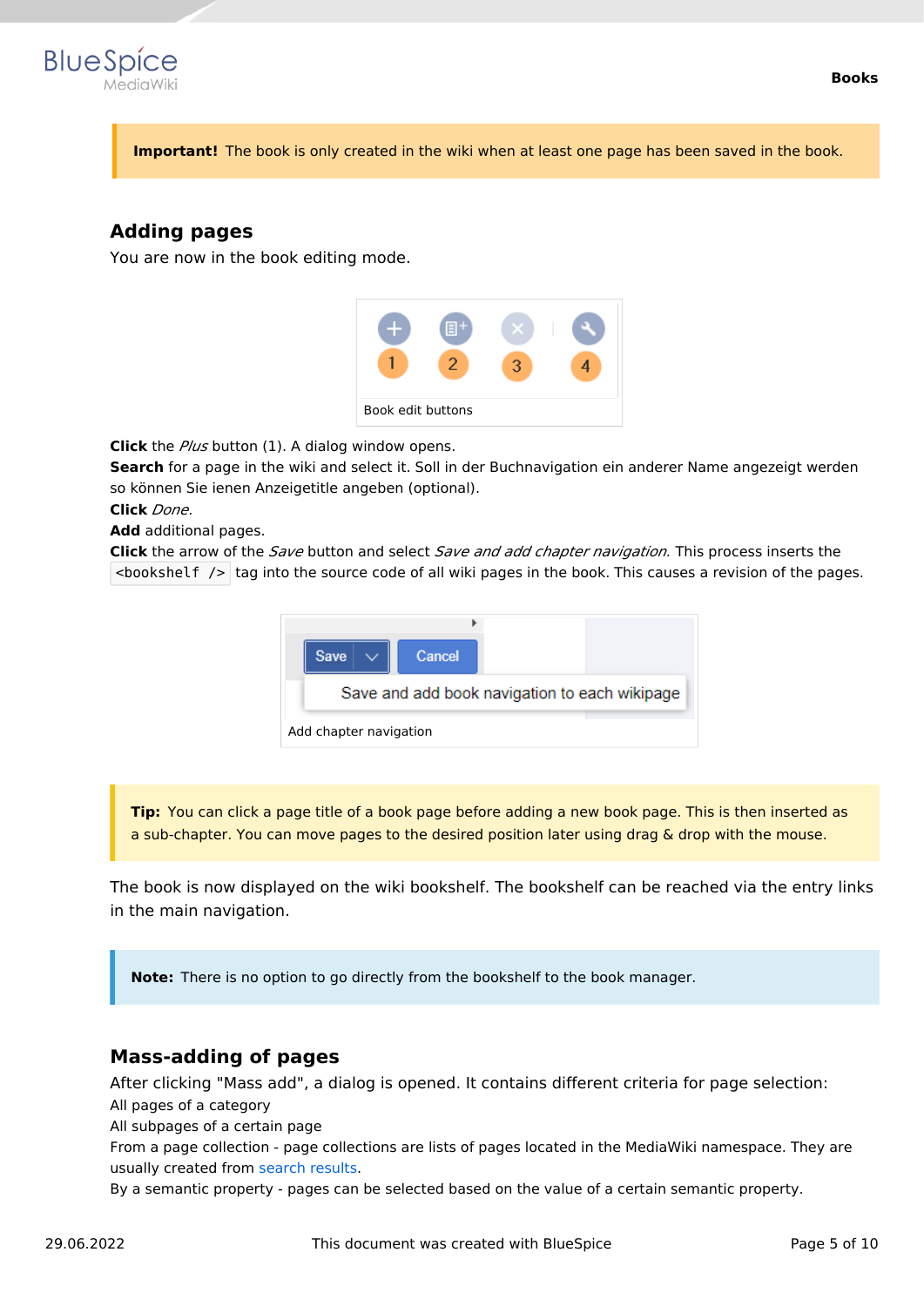**Important!** The book is only created in the wiki when at least one page has been saved in the book.

## Adding pages

You are now in the book editing mode.

Book edit buttons

**Click** the *Plus* button (1). A dialog window opens.
**Search** for a page in the wiki and select it. Soll in der Buchnavigation ein anderer Name angezeigt werden so können Sie ienen Anzeigetitle angeben (optional).
**Click** *Done*.
**Add** additional pages.
**Click** the arrow of the *Save* button and select *Save and add chapter navigation.* This process inserts the `<bookshelf />` tag into the source code of all wiki pages in the book. This causes a revision of the pages.

Add chapter navigation

**Tip:** You can click a page title of a book page before adding a new book page. This is then inserted as a sub-chapter. You can move pages to the desired position later using drag & drop with the mouse.

The book is now displayed on the wiki bookshelf. The bookshelf can be reached via the entry links in the main navigation.

**Note:** There is no option to go directly from the bookshelf to the book manager.

## Mass-adding of pages

After clicking "Mass add", a dialog is opened. It contains different criteria for page selection:
All pages of a category
All subpages of a certain page
From a page collection - page collections are lists of pages located in the MediaWiki namespace. They are usually created from search results.
By a semantic property - pages can be selected based on the value of a certain semantic property.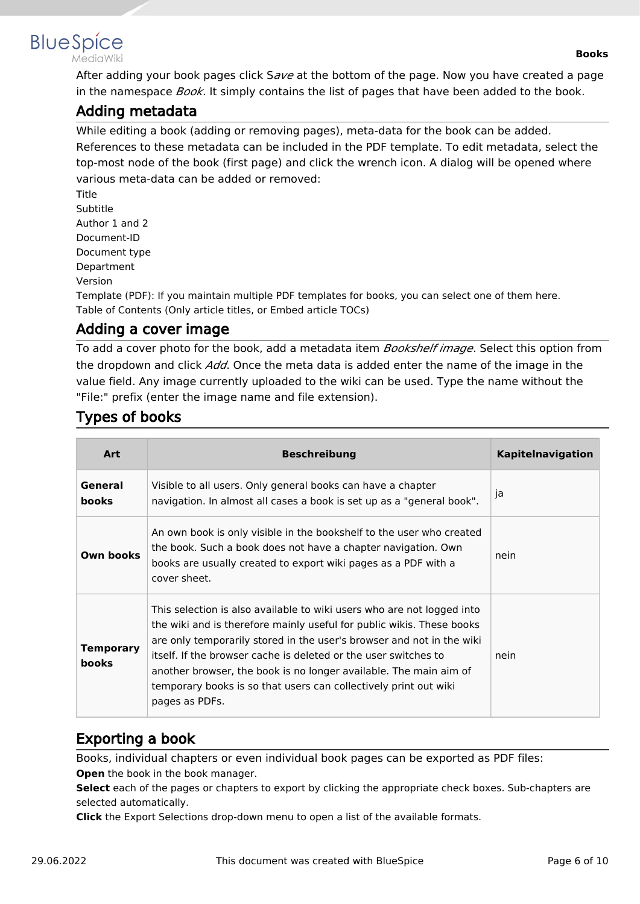After adding your book pages click S*ave* at the bottom of the page. Now you have created a page in the namespace *Book*. It simply contains the list of pages that have been added to the book.

## Adding metadata

While editing a book (adding or removing pages), meta-data for the book can be added. References to these metadata can be included in the PDF template. To edit metadata, select the top-most node of the book (first page) and click the wrench icon. A dialog will be opened where various meta-data can be added or removed:

Title
Subtitle
Author 1 and 2
Document-ID
Document type
Department
Version
Template (PDF): If you maintain multiple PDF templates for books, you can select one of them here.
Table of Contents (Only article titles, or Embed article TOCs)

## Adding a cover image

To add a cover photo for the book, add a metadata item *Bookshelf image*. Select this option from the dropdown and click *Add*. Once the meta data is added enter the name of the image in the value field. Any image currently uploaded to the wiki can be used. Type the name without the "File:" prefix (enter the image name and file extension).

## Types of books

| Art | Beschreibung | Kapitelnavigation |
|---|---|---|
| **General books** | Visible to all users. Only general books can have a chapter navigation. In almost all cases a book is set up as a "general book". | ja |
| **Own books** | An own book is only visible in the bookshelf to the user who created the book. Such a book does not have a chapter navigation. Own books are usually created to export wiki pages as a PDF with a cover sheet. | nein |
| **Temporary books** | This selection is also available to wiki users who are not logged into the wiki and is therefore mainly useful for public wikis. These books are only temporarily stored in the user's browser and not in the wiki itself. If the browser cache is deleted or the user switches to another browser, the book is no longer available. The main aim of temporary books is so that users can collectively print out wiki pages as PDFs. | nein |

## Exporting a book

Books, individual chapters or even individual book pages can be exported as PDF files:

**Open** the book in the book manager.
**Select** each of the pages or chapters to export by clicking the appropriate check boxes. Sub-chapters are selected automatically.
**Click** the Export Selections drop-down menu to open a list of the available formats.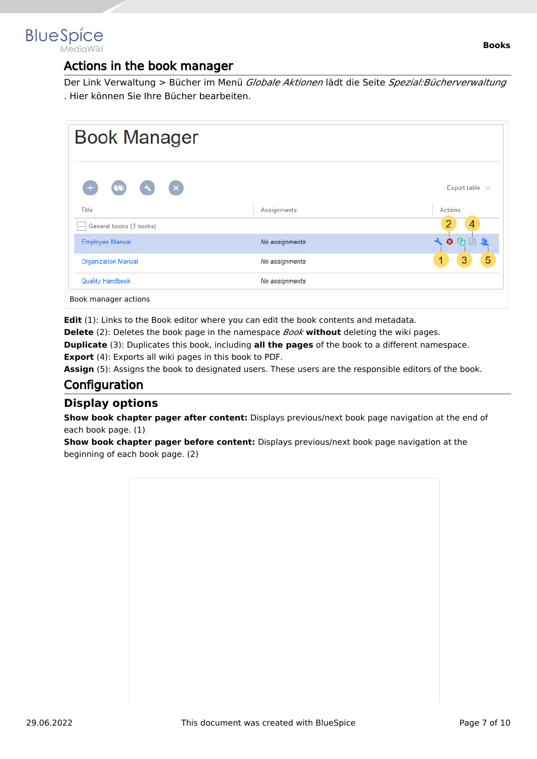## Actions in the book manager

Der Link Verwaltung > Bücher im Menü *Globale Aktionen* lädt die Seite *Spezial:Bücherverwaltung* . Hier können Sie Ihre Bücher bearbeiten.

Book manager actions

**Edit** (1): Links to the Book editor where you can edit the book contents and metadata.
**Delete** (2): Deletes the book page in the namespace *Book* **without** deleting the wiki pages.
**Duplicate** (3): Duplicates this book, including **all the pages** of the book to a different namespace.
**Export** (4): Exports all wiki pages in this book to PDF.
**Assign** (5): Assigns the book to designated users. These users are the responsible editors of the book.

## Configuration

### Display options

**Show book chapter pager after content:** Displays previous/next book page navigation at the end of each book page. (1)
**Show book chapter pager before content:** Displays previous/next book page navigation at the beginning of each book page. (2)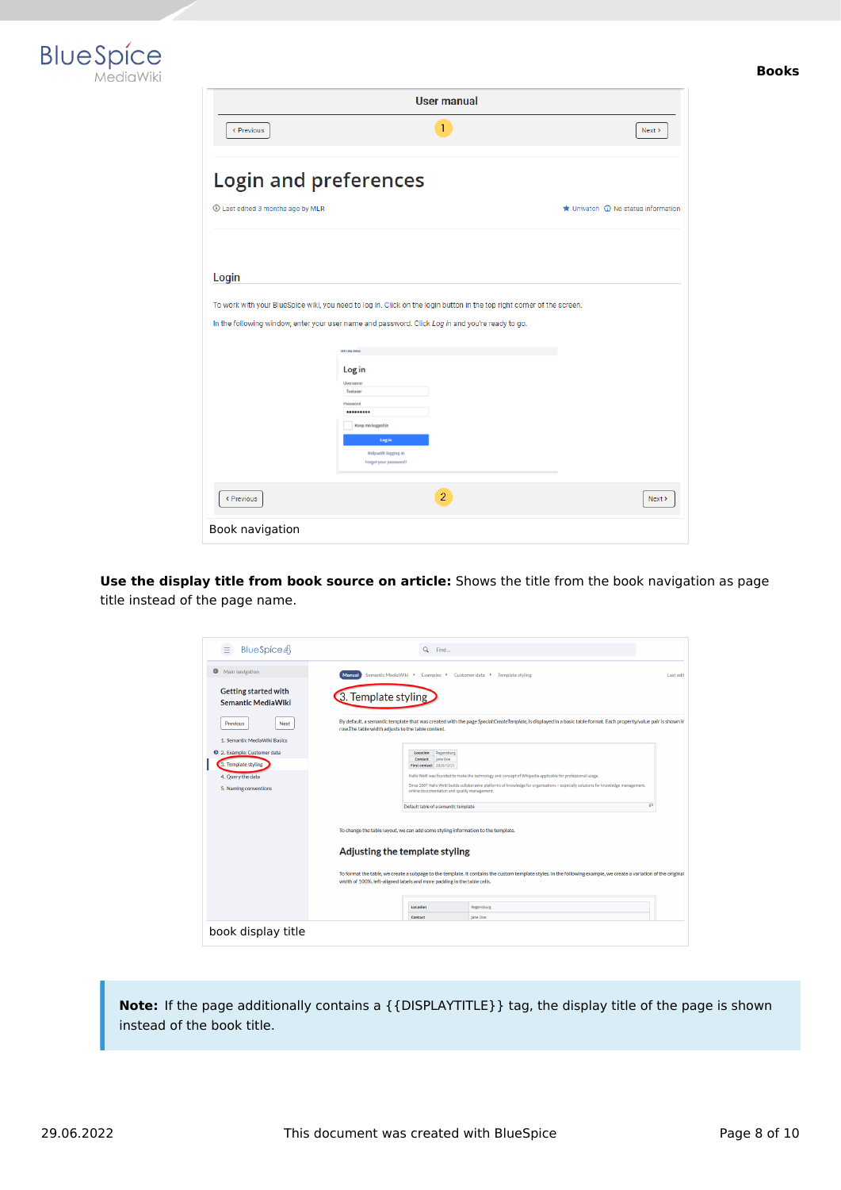Book navigation

**Use the display title from book source on article:** Shows the title from the book navigation as page title instead of the page name.

book display title

**Note:** If the page additionally contains a {{DISPLAYTITLE}} tag, the display title of the page is shown instead of the book title.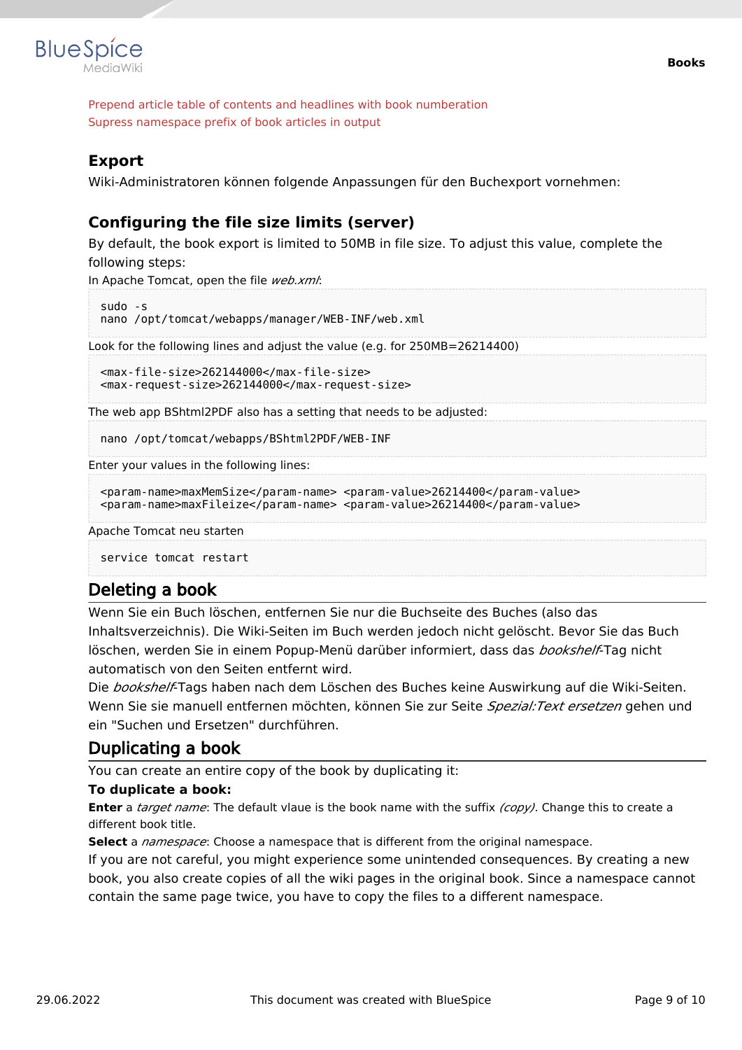Prepend article table of contents and headlines with book numberation
Supress namespace prefix of book articles in output

### Export

Wiki-Administratoren können folgende Anpassungen für den Buchexport vornehmen:

### Configuring the file size limits (server)

By default, the book export is limited to 50MB in file size. To adjust this value, complete the following steps:

In Apache Tomcat, open the file *web.xml*:

```
sudo -s
nano /opt/tomcat/webapps/manager/WEB-INF/web.xml
```

Look for the following lines and adjust the value (e.g. for 250MB=26214400)

```
<max-file-size>262144000</max-file-size>
<max-request-size>262144000</max-request-size>
```

The web app BShtml2PDF also has a setting that needs to be adjusted:

```
nano /opt/tomcat/webapps/BShtml2PDF/WEB-INF
```

Enter your values in the following lines:

```
<param-name>maxMemSize</param-name> <param-value>26214400</param-value>
<param-name>maxFileize</param-name> <param-value>26214400</param-value>
```

Apache Tomcat neu starten

```
service tomcat restart
```

## Deleting a book

Wenn Sie ein Buch löschen, entfernen Sie nur die Buchseite des Buches (also das Inhaltsverzeichnis). Die Wiki-Seiten im Buch werden jedoch nicht gelöscht. Bevor Sie das Buch löschen, werden Sie in einem Popup-Menü darüber informiert, dass das *bookshelf*-Tag nicht automatisch von den Seiten entfernt wird.

Die *bookshelf*-Tags haben nach dem Löschen des Buches keine Auswirkung auf die Wiki-Seiten. Wenn Sie sie manuell entfernen möchten, können Sie zur Seite *Spezial:Text ersetzen* gehen und ein "Suchen und Ersetzen" durchführen.

## Duplicating a book

You can create an entire copy of the book by duplicating it:

**To duplicate a book:**

**Enter** a *target name*: The default vlaue is the book name with the suffix *(copy)*. Change this to create a different book title.

**Select** a *namespace*: Choose a namespace that is different from the original namespace.

If you are not careful, you might experience some unintended consequences. By creating a new book, you also create copies of all the wiki pages in the original book. Since a namespace cannot contain the same page twice, you have to copy the files to a different namespace.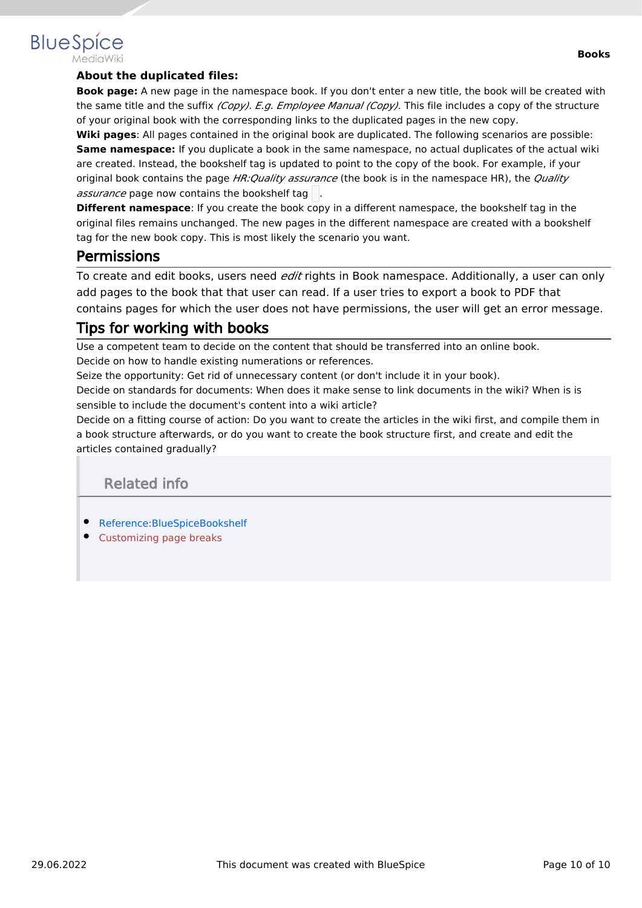**About the duplicated files:**

**Book page:** A new page in the namespace book. If you don't enter a new title, the book will be created with the same title and the suffix *(Copy). E.g. Employee Manual (Copy).* This file includes a copy of the structure of your original book with the corresponding links to the duplicated pages in the new copy.

**Wiki pages**: All pages contained in the original book are duplicated. The following scenarios are possible:

**Same namespace:** If you duplicate a book in the same namespace, no actual duplicates of the actual wiki are created. Instead, the bookshelf tag is updated to point to the copy of the book. For example, if your original book contains the page *HR:Quality assurance* (the book is in the namespace HR), the *Quality assurance* page now contains the bookshelf tag .

**Different namespace**: If you create the book copy in a different namespace, the bookshelf tag in the original files remains unchanged. The new pages in the different namespace are created with a bookshelf tag for the new book copy. This is most likely the scenario you want.

## Permissions

To create and edit books, users need *edit* rights in Book namespace. Additionally, a user can only add pages to the book that that user can read. If a user tries to export a book to PDF that contains pages for which the user does not have permissions, the user will get an error message.

## Tips for working with books

Use a competent team to decide on the content that should be transferred into an online book.
Decide on how to handle existing numerations or references.
Seize the opportunity: Get rid of unnecessary content (or don't include it in your book).
Decide on standards for documents: When does it make sense to link documents in the wiki? When is is sensible to include the document's content into a wiki article?
Decide on a fitting course of action: Do you want to create the articles in the wiki first, and compile them in a book structure afterwards, or do you want to create the book structure first, and create and edit the articles contained gradually?

### Related info

- Reference:BlueSpiceBookshelf
- Customizing page breaks